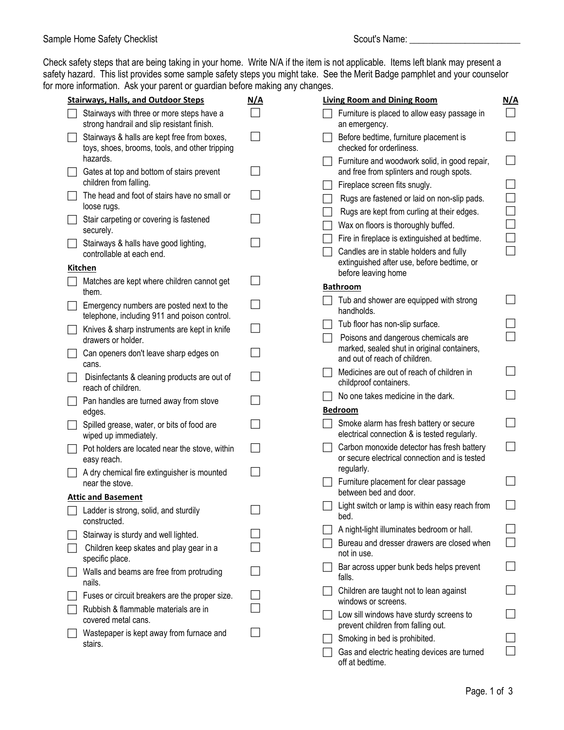Sample Home Safety Checklist

Scout's Name: ________________________

Check safety steps that are being taking in your home. Write N/A if the item is not applicable. Items left blank may present a safety hazard. This list provides some sample safety steps you might take. See the Merit Badge pamphlet and your counselor for more information. Ask your parent or guardian before making any changes.

| Stairways, Halls, and Outdoor Steps | N/A |
| --- | --- |
| ☐ Stairways with three or more steps have a strong handrail and slip resistant finish. | ☐ |
| ☐ Stairways & halls are kept free from boxes, toys, shoes, brooms, tools, and other tripping hazards. | ☐ |
| ☐ Gates at top and bottom of stairs prevent children from falling. | ☐ |
| ☐ The head and foot of stairs have no small or loose rugs. | ☐ |
| ☐ Stair carpeting or covering is fastened securely. | ☐ |
| ☐ Stairways & halls have good lighting, controllable at each end. | ☐ |

| Kitchen | N/A |
| --- | --- |
| ☐ Matches are kept where children cannot get them. | ☐ |
| ☐ Emergency numbers are posted next to the telephone, including 911 and poison control. | ☐ |
| ☐ Knives & sharp instruments are kept in knife drawers or holder. | ☐ |
| ☐ Can openers don't leave sharp edges on cans. | ☐ |
| ☐ Disinfectants & cleaning products are out of reach of children. | ☐ |
| ☐ Pan handles are turned away from stove edges. | ☐ |
| ☐ Spilled grease, water, or bits of food are wiped up immediately. | ☐ |
| ☐ Pot holders are located near the stove, within easy reach. | ☐ |
| ☐ A dry chemical fire extinguisher is mounted near the stove. | ☐ |

| Attic and Basement | N/A |
| --- | --- |
| ☐ Ladder is strong, solid, and sturdily constructed. | ☐ |
| ☐ Stairway is sturdy and well lighted. | ☐ |
| ☐ Children keep skates and play gear in a specific place. | ☐ |
| ☐ Walls and beams are free from protruding nails. | ☐ |
| ☐ Fuses or circuit breakers are the proper size. | ☐ |
| ☐ Rubbish & flammable materials are in covered metal cans. | ☐ |
| ☐ Wastepaper is kept away from furnace and stairs. | ☐ |

| Living Room and Dining Room | N/A |
| --- | --- |
| ☐ Furniture is placed to allow easy passage in an emergency. | ☐ |
| ☐ Before bedtime, furniture placement is checked for orderliness. | ☐ |
| ☐ Furniture and woodwork solid, in good repair, and free from splinters and rough spots. | ☐ |
| ☐ Fireplace screen fits snugly. | ☐ |
| ☐ Rugs are fastened or laid on non-slip pads. | ☐ |
| ☐ Rugs are kept from curling at their edges. | ☐ |
| ☐ Wax on floors is thoroughly buffed. | ☐ |
| ☐ Fire in fireplace is extinguished at bedtime. | ☐ |
| ☐ Candles are in stable holders and fully extinguished after use, before bedtime, or before leaving home | ☐ |

| Bathroom | N/A |
| --- | --- |
| ☐ Tub and shower are equipped with strong handholds. | ☐ |
| ☐ Tub floor has non-slip surface. | ☐ |
| ☐ Poisons and dangerous chemicals are marked, sealed shut in original containers, and out of reach of children. | ☐ |
| ☐ Medicines are out of reach of children in childproof containers. | ☐ |
| ☐ No one takes medicine in the dark. | ☐ |

| Bedroom | N/A |
| --- | --- |
| ☐ Smoke alarm has fresh battery or secure electrical connection & is tested regularly. | ☐ |
| ☐ Carbon monoxide detector has fresh battery or secure electrical connection and is tested regularly. | ☐ |
| ☐ Furniture placement for clear passage between bed and door. | ☐ |
| ☐ Light switch or lamp is within easy reach from bed. | ☐ |
| ☐ A night-light illuminates bedroom or hall. | ☐ |
| ☐ Bureau and dresser drawers are closed when not in use. | ☐ |
| ☐ Bar across upper bunk beds helps prevent falls. | ☐ |
| ☐ Children are taught not to lean against windows or screens. | ☐ |
| ☐ Low sill windows have sturdy screens to prevent children from falling out. | ☐ |
| ☐ Smoking in bed is prohibited. | ☐ |
| ☐ Gas and electric heating devices are turned off at bedtime. | ☐ |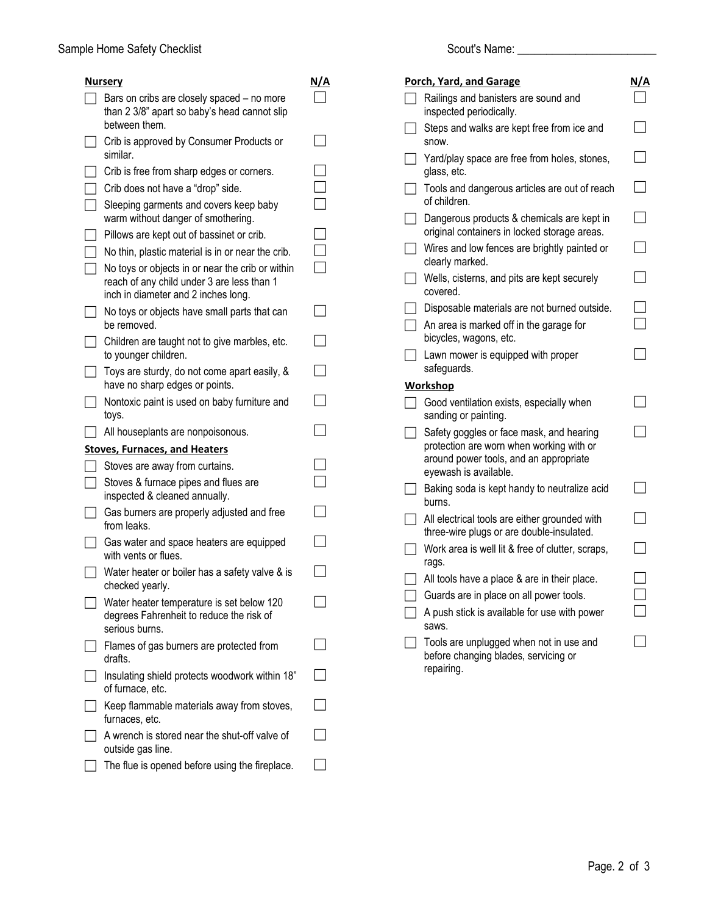Sample Home Safety Checklist

Scout's Name: ________________________

**Nursery** | **N/A**

- [ ] Bars on cribs are closely spaced – no more than 2 3/8" apart so baby's head cannot slip between them. [ ]
- [ ] Crib is approved by Consumer Products or similar. [ ]
- [ ] Crib is free from sharp edges or corners. [ ]
- [ ] Crib does not have a "drop" side. [ ]
- [ ] Sleeping garments and covers keep baby warm without danger of smothering. [ ]
- [ ] Pillows are kept out of bassinet or crib. [ ]
- [ ] No thin, plastic material is in or near the crib. [ ]
- [ ] No toys or objects in or near the crib or within reach of any child under 3 are less than 1 inch in diameter and 2 inches long. [ ]
- [ ] No toys or objects have small parts that can be removed. [ ]
- [ ] Children are taught not to give marbles, etc. to younger children. [ ]
- [ ] Toys are sturdy, do not come apart easily, & have no sharp edges or points. [ ]
- [ ] Nontoxic paint is used on baby furniture and toys. [ ]
- [ ] All houseplants are nonpoisonous. [ ]

**Stoves, Furnaces, and Heaters**

- [ ] Stoves are away from curtains. [ ]
- [ ] Stoves & furnace pipes and flues are inspected & cleaned annually. [ ]
- [ ] Gas burners are properly adjusted and free from leaks. [ ]
- [ ] Gas water and space heaters are equipped with vents or flues. [ ]
- [ ] Water heater or boiler has a safety valve & is checked yearly. [ ]
- [ ] Water heater temperature is set below 120 degrees Fahrenheit to reduce the risk of serious burns. [ ]
- [ ] Flames of gas burners are protected from drafts. [ ]
- [ ] Insulating shield protects woodwork within 18" of furnace, etc. [ ]
- [ ] Keep flammable materials away from stoves, furnaces, etc. [ ]
- [ ] A wrench is stored near the shut-off valve of outside gas line. [ ]
- [ ] The flue is opened before using the fireplace. [ ]

**Porch, Yard, and Garage** | **N/A**

- [ ] Railings and banisters are sound and inspected periodically. [ ]
- [ ] Steps and walks are kept free from ice and snow. [ ]
- [ ] Yard/play space are free from holes, stones, glass, etc. [ ]
- [ ] Tools and dangerous articles are out of reach of children. [ ]
- [ ] Dangerous products & chemicals are kept in original containers in locked storage areas. [ ]
- [ ] Wires and low fences are brightly painted or clearly marked. [ ]
- [ ] Wells, cisterns, and pits are kept securely covered. [ ]
- [ ] Disposable materials are not burned outside. [ ]
- [ ] An area is marked off in the garage for bicycles, wagons, etc. [ ]
- [ ] Lawn mower is equipped with proper safeguards. [ ]

**Workshop**

- [ ] Good ventilation exists, especially when sanding or painting. [ ]
- [ ] Safety goggles or face mask, and hearing protection are worn when working with or around power tools, and an appropriate eyewash is available. [ ]
- [ ] Baking soda is kept handy to neutralize acid burns. [ ]
- [ ] All electrical tools are either grounded with three-wire plugs or are double-insulated. [ ]
- [ ] Work area is well lit & free of clutter, scraps, rags. [ ]
- [ ] All tools have a place & are in their place. [ ]
- [ ] Guards are in place on all power tools. [ ]
- [ ] A push stick is available for use with power saws. [ ]
- [ ] Tools are unplugged when not in use and before changing blades, servicing or repairing. [ ]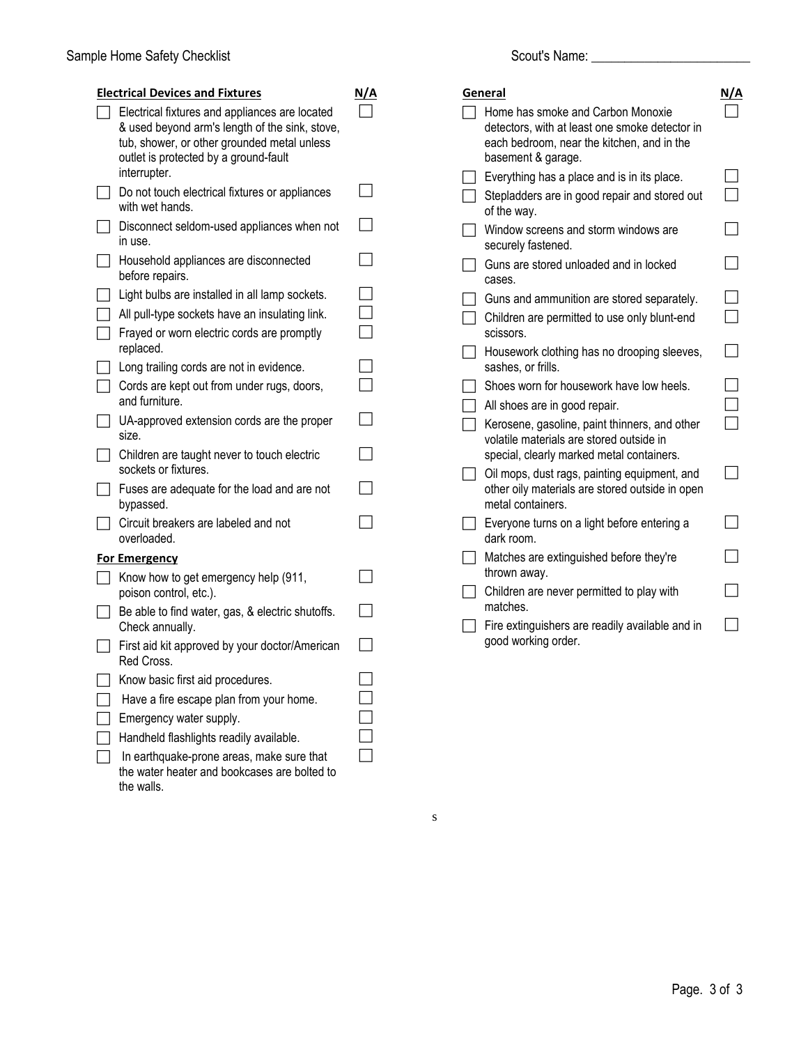Sample Home Safety Checklist

Scout's Name: ______________________

| Electrical Devices and Fixtures | N/A |
|---|---|
| ☐ Electrical fixtures and appliances are located & used beyond arm's length of the sink, stove, tub, shower, or other grounded metal unless outlet is protected by a ground-fault interrupter. | ☐ |
| ☐ Do not touch electrical fixtures or appliances with wet hands. | ☐ |
| ☐ Disconnect seldom-used appliances when not in use. | ☐ |
| ☐ Household appliances are disconnected before repairs. | ☐ |
| ☐ Light bulbs are installed in all lamp sockets. | ☐ |
| ☐ All pull-type sockets have an insulating link. | ☐ |
| ☐ Frayed or worn electric cords are promptly replaced. | ☐ |
| ☐ Long trailing cords are not in evidence. | ☐ |
| ☐ Cords are kept out from under rugs, doors, and furniture. | ☐ |
| ☐ UA-approved extension cords are the proper size. | ☐ |
| ☐ Children are taught never to touch electric sockets or fixtures. | ☐ |
| ☐ Fuses are adequate for the load and are not bypassed. | ☐ |
| ☐ Circuit breakers are labeled and not overloaded. | ☐ |

| For Emergency | N/A |
|---|---|
| ☐ Know how to get emergency help (911, poison control, etc.). | ☐ |
| ☐ Be able to find water, gas, & electric shutoffs. Check annually. | ☐ |
| ☐ First aid kit approved by your doctor/American Red Cross. | ☐ |
| ☐ Know basic first aid procedures. | ☐ |
| ☐ Have a fire escape plan from your home. | ☐ |
| ☐ Emergency water supply. | ☐ |
| ☐ Handheld flashlights readily available. | ☐ |
| ☐ In earthquake-prone areas, make sure that the water heater and bookcases are bolted to the walls. | ☐ |

| General | N/A |
|---|---|
| ☐ Home has smoke and Carbon Monoxie detectors, with at least one smoke detector in each bedroom, near the kitchen, and in the basement & garage. | ☐ |
| ☐ Everything has a place and is in its place. | ☐ |
| ☐ Stepladders are in good repair and stored out of the way. | ☐ |
| ☐ Window screens and storm windows are securely fastened. | ☐ |
| ☐ Guns are stored unloaded and in locked cases. | ☐ |
| ☐ Guns and ammunition are stored separately. | ☐ |
| ☐ Children are permitted to use only blunt-end scissors. | ☐ |
| ☐ Housework clothing has no drooping sleeves, sashes, or frills. | ☐ |
| ☐ Shoes worn for housework have low heels. | ☐ |
| ☐ All shoes are in good repair. | ☐ |
| ☐ Kerosene, gasoline, paint thinners, and other volatile materials are stored outside in special, clearly marked metal containers. | ☐ |
| ☐ Oil mops, dust rags, painting equipment, and other oily materials are stored outside in open metal containers. | ☐ |
| ☐ Everyone turns on a light before entering a dark room. | ☐ |
| ☐ Matches are extinguished before they're thrown away. | ☐ |
| ☐ Children are never permitted to play with matches. | ☐ |
| ☐ Fire extinguishers are readily available and in good working order. | ☐ |

s